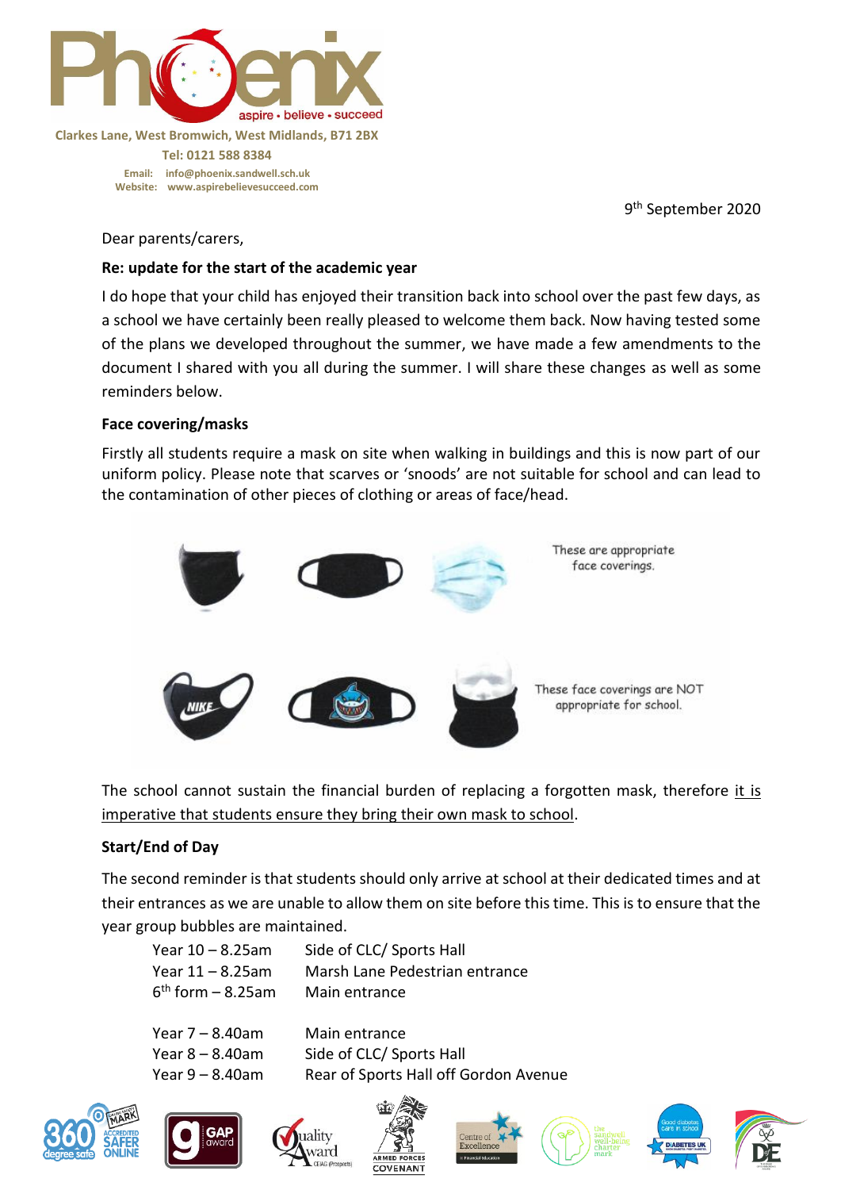Clarkes Lane, West Bromwich, West Midlands, B71 2BX

Tel: 0121 588 8384

Email: info@phoenix.sandwell.sch.uk
Website: www.aspirebelievesucceed.com

9th September 2020

Dear parents/carers,

**Re: update for the start of the academic year**

I do hope that your child has enjoyed their transition back into school over the past few days, as a school we have certainly been really pleased to welcome them back. Now having tested some of the plans we developed throughout the summer, we have made a few amendments to the document I shared with you all during the summer. I will share these changes as well as some reminders below.

**Face covering/masks**

Firstly all students require a mask on site when walking in buildings and this is now part of our uniform policy. Please note that scarves or 'snoods' are not suitable for school and can lead to the contamination of other pieces of clothing or areas of face/head.

These are appropriate face coverings.

These face coverings are NOT appropriate for school.

The school cannot sustain the financial burden of replacing a forgotten mask, therefore it is imperative that students ensure they bring their own mask to school.

**Start/End of Day**

The second reminder is that students should only arrive at school at their dedicated times and at their entrances as we are unable to allow them on site before this time. This is to ensure that the year group bubbles are maintained.

| | |
|---|---|
| Year 10 – 8.25am | Side of CLC/ Sports Hall |
| Year 11 – 8.25am | Marsh Lane Pedestrian entrance |
| 6th form – 8.25am | Main entrance |
| Year 7 – 8.40am | Main entrance |
| Year 8 – 8.40am | Side of CLC/ Sports Hall |
| Year 9 – 8.40am | Rear of Sports Hall off Gordon Avenue |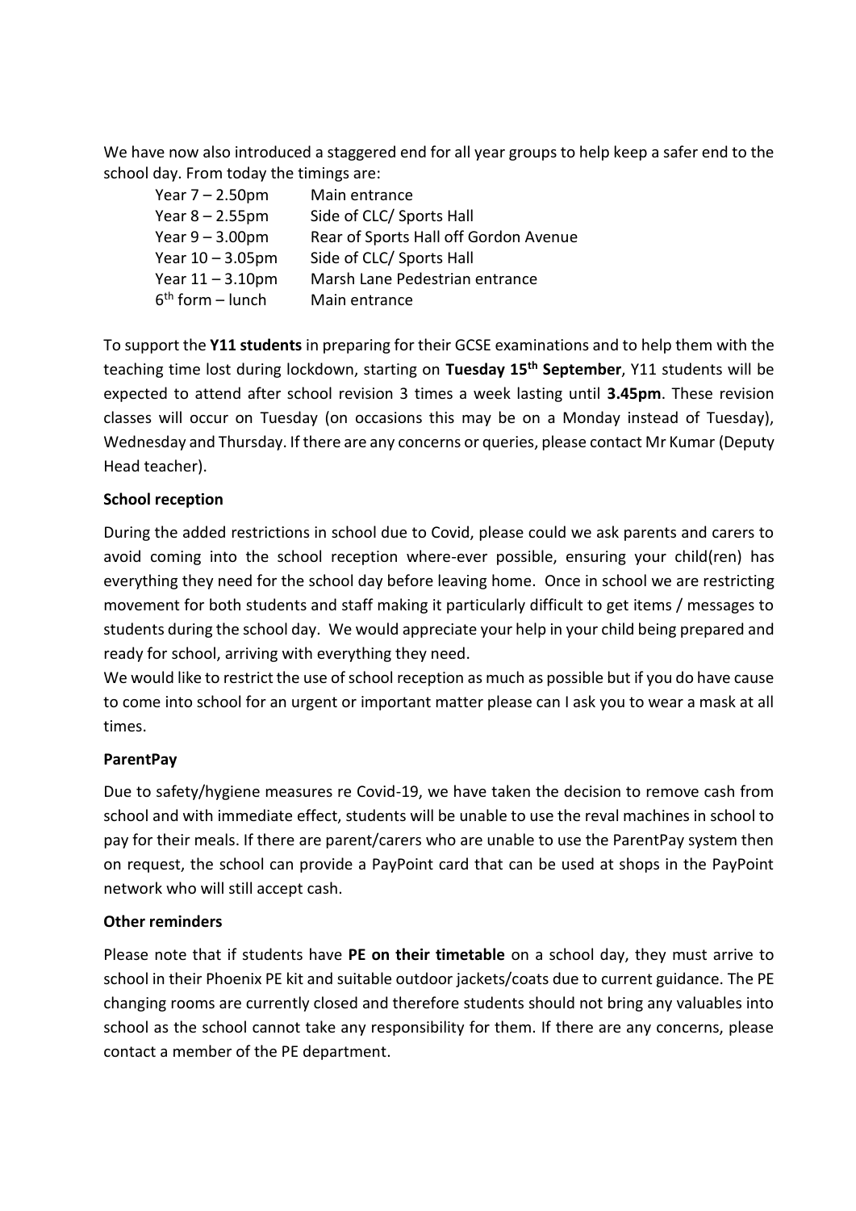We have now also introduced a staggered end for all year groups to help keep a safer end to the school day. From today the timings are:

| | |
|---|---|
| Year 7 – 2.50pm | Main entrance |
| Year 8 – 2.55pm | Side of CLC/ Sports Hall |
| Year 9 – 3.00pm | Rear of Sports Hall off Gordon Avenue |
| Year 10 – 3.05pm | Side of CLC/ Sports Hall |
| Year 11 – 3.10pm | Marsh Lane Pedestrian entrance |
| 6th form – lunch | Main entrance |

To support the **Y11 students** in preparing for their GCSE examinations and to help them with the teaching time lost during lockdown, starting on **Tuesday 15th September**, Y11 students will be expected to attend after school revision 3 times a week lasting until **3.45pm**. These revision classes will occur on Tuesday (on occasions this may be on a Monday instead of Tuesday), Wednesday and Thursday. If there are any concerns or queries, please contact Mr Kumar (Deputy Head teacher).

**School reception**

During the added restrictions in school due to Covid, please could we ask parents and carers to avoid coming into the school reception where-ever possible, ensuring your child(ren) has everything they need for the school day before leaving home. Once in school we are restricting movement for both students and staff making it particularly difficult to get items / messages to students during the school day. We would appreciate your help in your child being prepared and ready for school, arriving with everything they need.

We would like to restrict the use of school reception as much as possible but if you do have cause to come into school for an urgent or important matter please can I ask you to wear a mask at all times.

**ParentPay**

Due to safety/hygiene measures re Covid-19, we have taken the decision to remove cash from school and with immediate effect, students will be unable to use the reval machines in school to pay for their meals. If there are parent/carers who are unable to use the ParentPay system then on request, the school can provide a PayPoint card that can be used at shops in the PayPoint network who will still accept cash.

**Other reminders**

Please note that if students have **PE on their timetable** on a school day, they must arrive to school in their Phoenix PE kit and suitable outdoor jackets/coats due to current guidance. The PE changing rooms are currently closed and therefore students should not bring any valuables into school as the school cannot take any responsibility for them. If there are any concerns, please contact a member of the PE department.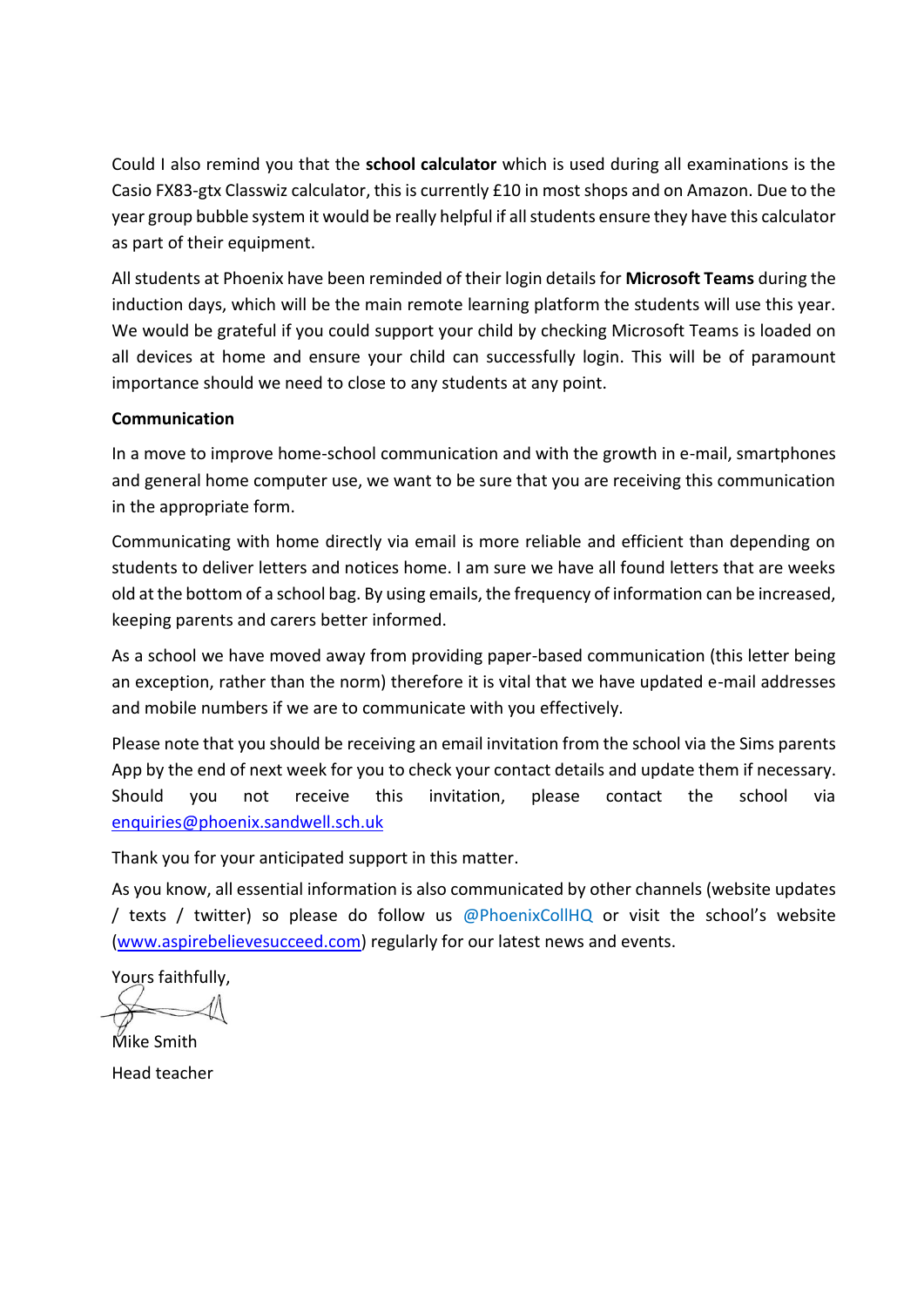Could I also remind you that the **school calculator** which is used during all examinations is the Casio FX83-gtx Classwiz calculator, this is currently £10 in most shops and on Amazon. Due to the year group bubble system it would be really helpful if all students ensure they have this calculator as part of their equipment.

All students at Phoenix have been reminded of their login details for **Microsoft Teams** during the induction days, which will be the main remote learning platform the students will use this year. We would be grateful if you could support your child by checking Microsoft Teams is loaded on all devices at home and ensure your child can successfully login. This will be of paramount importance should we need to close to any students at any point.

**Communication**

In a move to improve home-school communication and with the growth in e-mail, smartphones and general home computer use, we want to be sure that you are receiving this communication in the appropriate form.

Communicating with home directly via email is more reliable and efficient than depending on students to deliver letters and notices home. I am sure we have all found letters that are weeks old at the bottom of a school bag. By using emails, the frequency of information can be increased, keeping parents and carers better informed.

As a school we have moved away from providing paper-based communication (this letter being an exception, rather than the norm) therefore it is vital that we have updated e-mail addresses and mobile numbers if we are to communicate with you effectively.

Please note that you should be receiving an email invitation from the school via the Sims parents App by the end of next week for you to check your contact details and update them if necessary. Should you not receive this invitation, please contact the school via enquiries@phoenix.sandwell.sch.uk

Thank you for your anticipated support in this matter.

As you know, all essential information is also communicated by other channels (website updates / texts / twitter) so please do follow us @PhoenixCollHQ or visit the school's website (www.aspirebelievesucceed.com) regularly for our latest news and events.

Yours faithfully,

Mike Smith

Head teacher